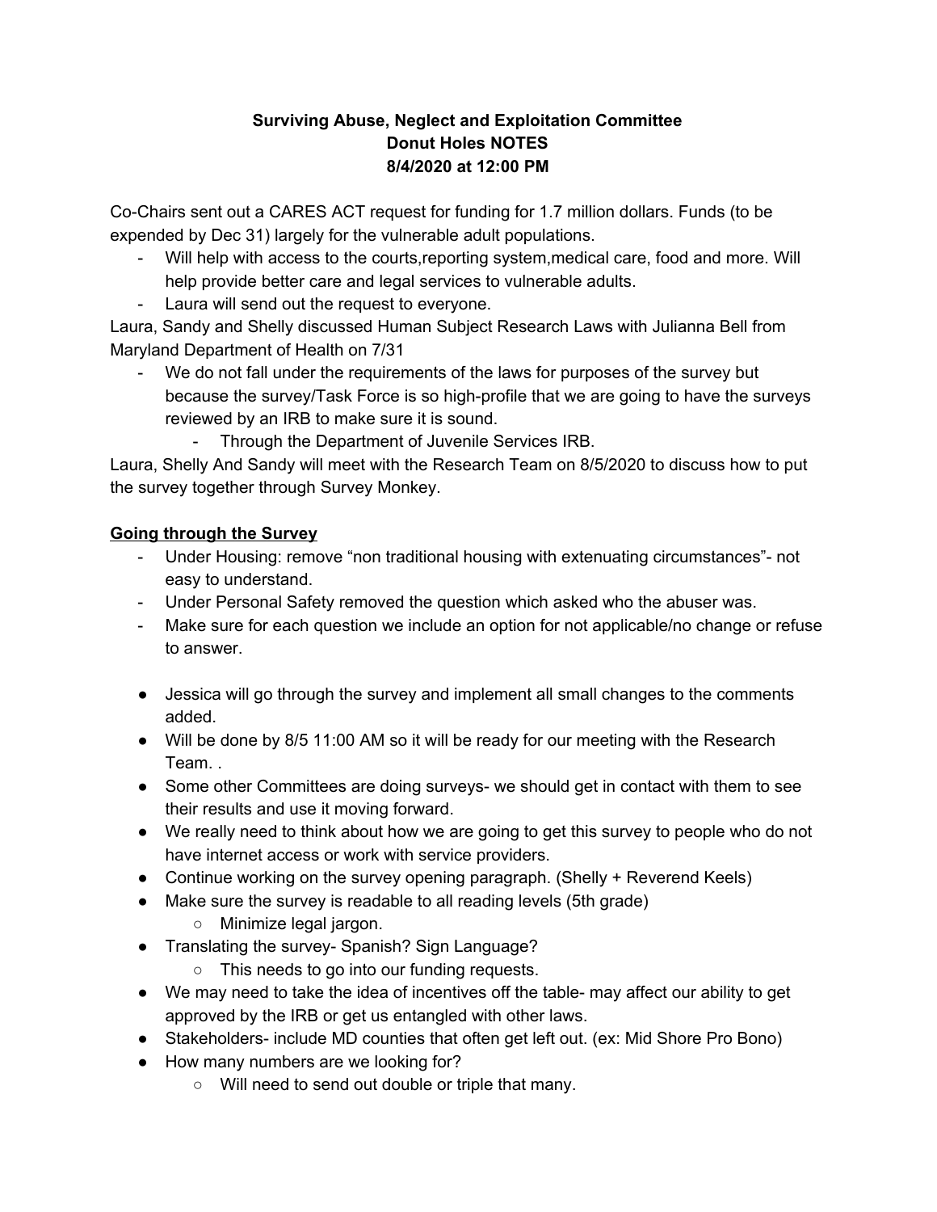**Surviving Abuse, Neglect and Exploitation Committee**
**Donut Holes NOTES**
**8/4/2020 at 12:00 PM**

Co-Chairs sent out a CARES ACT request for funding for 1.7 million dollars. Funds (to be expended by Dec 31) largely for the vulnerable adult populations.

- Will help with access to the courts,reporting system,medical care, food and more. Will help provide better care and legal services to vulnerable adults.
- Laura will send out the request to everyone.

Laura, Sandy and Shelly discussed Human Subject Research Laws with Julianna Bell from Maryland Department of Health on 7/31

- We do not fall under the requirements of the laws for purposes of the survey but because the survey/Task Force is so high-profile that we are going to have the surveys reviewed by an IRB to make sure it is sound.
    - Through the Department of Juvenile Services IRB.

Laura, Shelly And Sandy will meet with the Research Team on 8/5/2020 to discuss how to put the survey together through Survey Monkey.

**<u>Going through the Survey</u>**

- Under Housing: remove "non traditional housing with extenuating circumstances"- not easy to understand.
- Under Personal Safety removed the question which asked who the abuser was.
- Make sure for each question we include an option for not applicable/no change or refuse to answer.

- Jessica will go through the survey and implement all small changes to the comments added.
- Will be done by 8/5 11:00 AM so it will be ready for our meeting with the Research Team. .
- Some other Committees are doing surveys- we should get in contact with them to see their results and use it moving forward.
- We really need to think about how we are going to get this survey to people who do not have internet access or work with service providers.
- Continue working on the survey opening paragraph. (Shelly + Reverend Keels)
- Make sure the survey is readable to all reading levels (5th grade)
    - Minimize legal jargon.
- Translating the survey- Spanish? Sign Language?
    - This needs to go into our funding requests.
- We may need to take the idea of incentives off the table- may affect our ability to get approved by the IRB or get us entangled with other laws.
- Stakeholders- include MD counties that often get left out. (ex: Mid Shore Pro Bono)
- How many numbers are we looking for?
    - Will need to send out double or triple that many.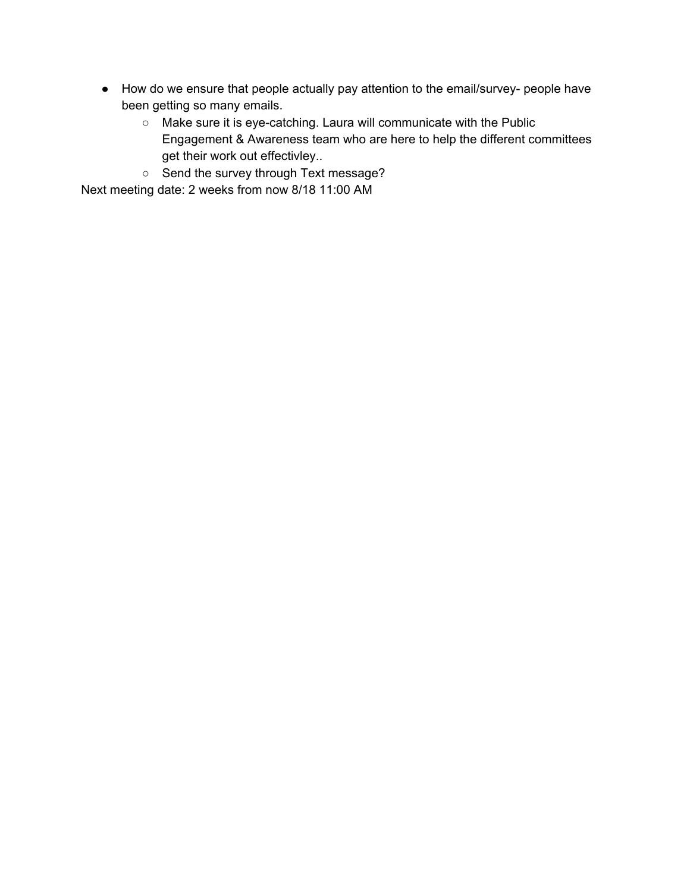- How do we ensure that people actually pay attention to the email/survey- people have been getting so many emails.
    - Make sure it is eye-catching. Laura will communicate with the Public Engagement & Awareness team who are here to help the different committees get their work out effectivley..
    - Send the survey through Text message?

Next meeting date: 2 weeks from now 8/18 11:00 AM